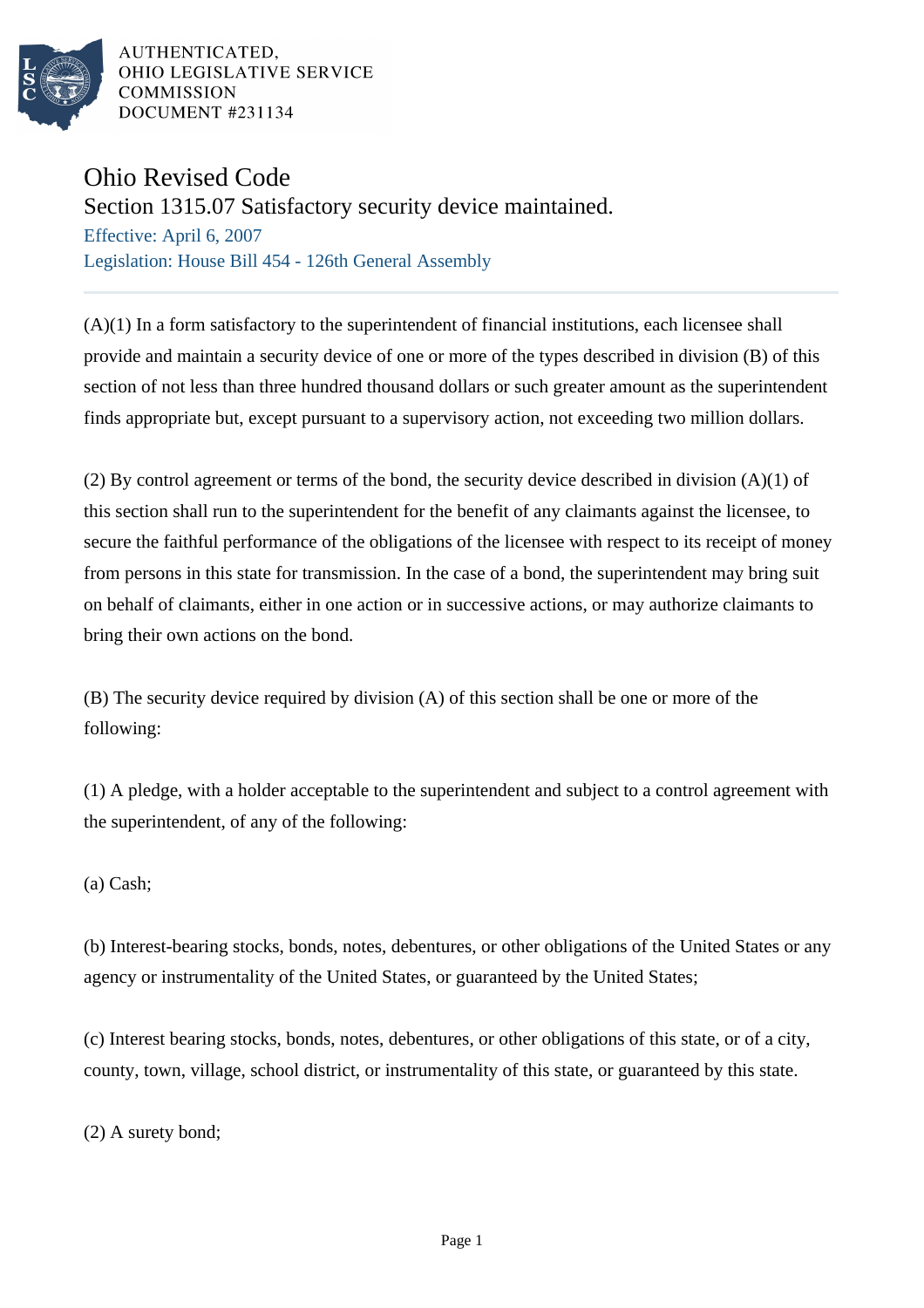AUTHENTICATED,
OHIO LEGISLATIVE SERVICE
COMMISSION
DOCUMENT #231134

# Ohio Revised Code

## Section 1315.07 Satisfactory security device maintained.

Effective: April 6, 2007
Legislation: House Bill 454 - 126th General Assembly

(A)(1) In a form satisfactory to the superintendent of financial institutions, each licensee shall provide and maintain a security device of one or more of the types described in division (B) of this section of not less than three hundred thousand dollars or such greater amount as the superintendent finds appropriate but, except pursuant to a supervisory action, not exceeding two million dollars.

(2) By control agreement or terms of the bond, the security device described in division (A)(1) of this section shall run to the superintendent for the benefit of any claimants against the licensee, to secure the faithful performance of the obligations of the licensee with respect to its receipt of money from persons in this state for transmission. In the case of a bond, the superintendent may bring suit on behalf of claimants, either in one action or in successive actions, or may authorize claimants to bring their own actions on the bond.

(B) The security device required by division (A) of this section shall be one or more of the following:

(1) A pledge, with a holder acceptable to the superintendent and subject to a control agreement with the superintendent, of any of the following:

(a) Cash;

(b) Interest-bearing stocks, bonds, notes, debentures, or other obligations of the United States or any agency or instrumentality of the United States, or guaranteed by the United States;

(c) Interest bearing stocks, bonds, notes, debentures, or other obligations of this state, or of a city, county, town, village, school district, or instrumentality of this state, or guaranteed by this state.

(2) A surety bond;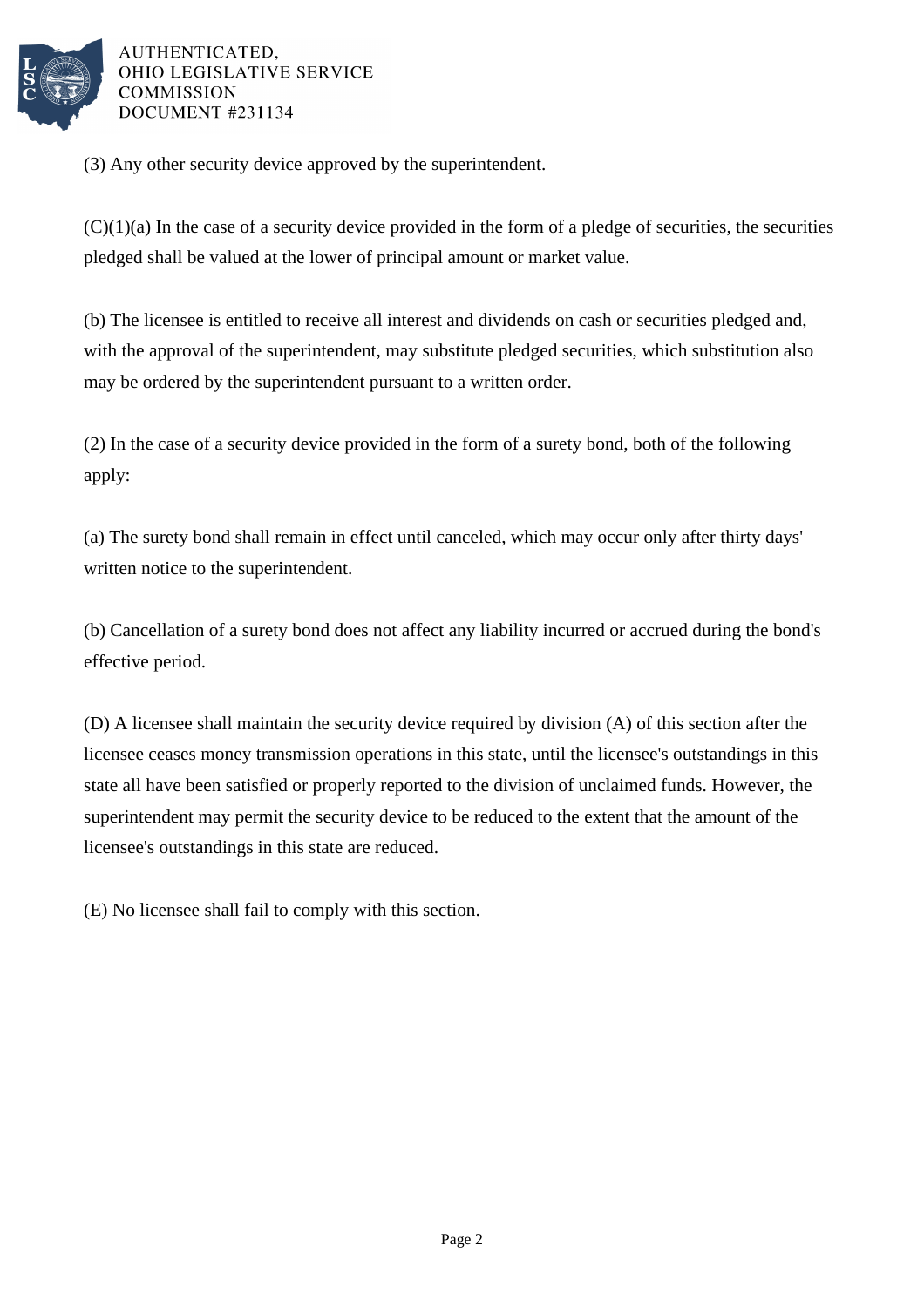(3) Any other security device approved by the superintendent.

(C)(1)(a) In the case of a security device provided in the form of a pledge of securities, the securities pledged shall be valued at the lower of principal amount or market value.

(b) The licensee is entitled to receive all interest and dividends on cash or securities pledged and, with the approval of the superintendent, may substitute pledged securities, which substitution also may be ordered by the superintendent pursuant to a written order.

(2) In the case of a security device provided in the form of a surety bond, both of the following apply:

(a) The surety bond shall remain in effect until canceled, which may occur only after thirty days' written notice to the superintendent.

(b) Cancellation of a surety bond does not affect any liability incurred or accrued during the bond's effective period.

(D) A licensee shall maintain the security device required by division (A) of this section after the licensee ceases money transmission operations in this state, until the licensee's outstandings in this state all have been satisfied or properly reported to the division of unclaimed funds. However, the superintendent may permit the security device to be reduced to the extent that the amount of the licensee's outstandings in this state are reduced.

(E) No licensee shall fail to comply with this section.